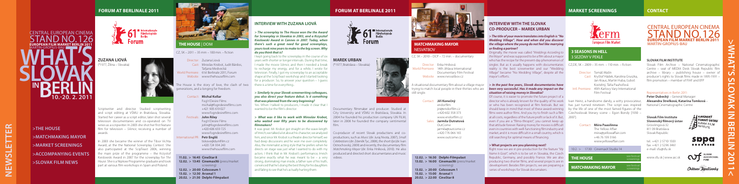# CENTRAL EUROPEAN CINEMA STAND NO. 126

EUROPEAN FILM MARKET BERLIN 2011
MARTIN-GROPIUS-BAU

# WHAT'S SLOVAK IN BERLIN

10.-20. 2. 2011

>THE HOUSE
>MATCHMAKING MAYOR
>MARKET SCREENINGS
>ACCOMPANYING EVENTS
>SLOVAK FILM NEWS

NEWSLETTER

## FORUM AT BERLINALE 2011

61 Internationale Filmfestspiele Berlin – Forum

### ZUZANA LIOVÁ

(*1977, Žilina – Slovakia)

Scriptwriter and director. Studied scriptwriting and script editing at VŠMU in Bratislava, Slovakia. Started her career as a script editor, later shot several television documentaries and co-operated on TV series as a scriptwriter. In 2005 she shot her first feature film for television – *Silence*, receiving a number of awards.

In 2003 she became the winner of the Tibor Vichta Award, at the National Screenplay Contest. She also participated at the ScripTeast 2006, winning the main prize of the programme – the Krzysztof Kieslowski Award in 2007 for the screenplay for *The House*. She is a Nipkow Programme graduate and took part at various film workshops in Spain and Poland.

### THE HOUSE | DOM

CZ, SK – 2011 – 35 mm – 100 min. – fiction

Director: Zuzana Liová
Cast: Miroslav Krobot, Judit Bárdos, Taťjana Medvecká
World Premiere: 61st Berlinale 2011, Forum
Website: www.thehousefilm.com

The House is the story of love, the clash of two generations, and a longing for freedom.

Contact: **Michal Kollar**
Fog'n'Desire Films
michal@fogndesirefilms.com
+421 905 619 027
www.fogndesirefilms.com

Festivals: **John Riley**
Fog'n'Desire Films
john@fogndesirefilms.com
+420 606 659 725
www.fogndesirefilms.com

International PR: **Petr Englit**
tiskove@dumfilm.cz
+420 724 934 243
www.thehousefilm.com

**11.02. > 16:45 CineStar 8**
**12.02. > 13:45 CinemaxX6** (press/market screening)
**12.02. > 20:00 Colosseum 1**
**13.02. > 12:30 Arsenal 1**
**20.02. > 21:30 Delphi-Filmpalast**

### INTERVIEW WITH ZUZANA LIOVÁ

***> The screenplay to The House won the the Award for Screenplay in Slovakia in 2003, and a Krzysztof Kieslowski Award in Cannes in 2007. Today, when there's such a great need for good screenplays, yours took nine years to make to the big screen. Why do you think that is?***

I kept going back to the screenplay in the course of six years with shorter or longer intervals. During that time, I made the movie *Silence*, and then I needed a break to recharge my energy, and for a while, I wrote for television. Finally I got my screenplay to an acceptable shape at the ScripTeast workshop and I started looking for a producer. So, to answer your question – I guess there is a time for everything...

***> Similarly to your Slovak screenwriting colleagues, you also direct your feature debut. Is it something that was planned from the very beginning?***

Yes. When I talked to producers, I made it clear that I wanted to be the film's director.

***> What was it like to work with Miroslav Krobot, who worked over fifty years in the discovered by filmmakers?***

It was great. Mr. Krobot got straight on the wave-length of Imrich; we talked a lot about his character, we analyzed him, and since Mr. Krobot is a theatre director himself, we had deep discussions and he won me over completely. Also, the minimalist acting style that he prefers when he directs on stage was just what I wanted to do with my actors. I think that in Mr. Krobot's performance, Imrich became exactly what he was meant to be – a very strong, dominating man inside, a father sure of his truth, convinced that he's doing the best thing for his daughters and failing to see that he's actually hurting them.

## FORUM AT BERLINALE 2011

61 Internationale Filmfestspiele Berlin – Forum

### MAREK URBAN

(*1977, Bratislava – Slovakia)

Documentary filmmaker and producer. Studied at City University and VŠMU in Bratislava, Slovakia. In 2004 he founded his production company UN FILM, later in 2008 he founded the company sentimental film.

Co-producer of recent Slovak productions and co-productions, such as *Music* (dir. Juraj Nvota, 2007), *Small Celebrations* (dir. Zdeněk Tyc, 2008), *the short (lul* (dir. Ivan Ostrochovský, 2009) and recently, the documentary film *Matchmaking Mayor* (dir. Erika Hníková, 2010). He also produced and directed short documentaries and music videos.

### MATCHMAKING MAYOR

NESVATBOV

CZ, SK – 2010 – DCP – 72 min. – documentary

Director: Erika Hníková
World Premiere: 14th Jihlava International Documentary Film Festival
Website: www.nesvatbov.cz

A situational documentary film about a village mayor trying to match local people in their thirties who are still single.

Contact: **Jiří Konečný**
endorfilm
jiri@endorfilm.cz
+420 602 358 373
www.endorfilm.cz

Sales: **Jarmila Outratová**
OutCome
jarmila@outcome.cz
+420 776 066 165
www.outcome.cz

**12.02. > 16:30 Delphi-Filmpalast**
**13.02. > 16:00 CinemaxX6** (press/market screening)
**13.02. > 20:00 Colosseum 1**
**15.02. > 15:00 Arsenal 1**
**20.02. > 22:00 CineStar 8**

### INTERVIEW WITH THE SLOVAK CO-PRODUCER – MAREK URBAN

***> The title of your movie translates into English is "No Wedding Village". How and when did you discover the village where the young do not feel like marrying or finding a partner?***

Originally, the movie was called *"Weddings According to the Mayor"* and was supposed to be a film about a mayor who has the recipe for the present-day phenomenon of singles. But as it usually happens with documentaries reality is the best screenwriter and our "Wedding Village" became "No Wedding Village", despite all the mayor's efforts.

***> In the past few years, Slovak documentaries have been very successful. Has it made any impact on the situation of raising money in Slovakia?***

Of course, it is easier to promote the future project of a director who is already known for the quality of his work or who has been recognized at film festivals. But we should keep in mind that most of these award-winning films were author films. And you try to finish such a film at all costs, regardless of the future profit or lack of it. But, even if you are a "film-prophet", you cannot keep up that attitude forever. Raising money for movies is difficult even in countries with well-functioning film industry and market, and it is more difficult in a small country, which is still searching for optimal means of financing.

***> What projects are you planning next?***

Right now we are a co-production for the feature *"My Name Is Goat"*, which is to be set in Slovakia, the Czech Republic, Germany, and possibly France. We are also producing two shorter films, and several projects are in development. Besides film projects, we are preparing a series of workshops for Slovak documentaries.

## MARKET SCREENINGS

EFM European Film Market

### 3 SEASONS IN HELL

3 SEZÓNY V PEKLE

CZ, DE, SK – 2009 – 35 mm – 110 min. – fiction

Director: Tomáš Mašín
Cast: Kryštof Hádek, Karolina Gruszka, Jan Kraus, Martin Huba, Luboš Kostelný, Táňa Pauhofová
Intl. Premiere: 45th Karlovy Vary International Film Festival

Ivan Heinz, a handsome dandy, a witty provocateur, has just turned nineteen. The script was inspired by the life of one of the most famed figures of the Czechoslovak literary scene – Egon Bondy [1930 – 2007].

Contact: **Miira Paasilinna**
The Yellow Affair
miira@yellowaffair.com
+46 76 109 3166
www.yellowaffair.com

10.2. > 17:30 CinemaxX Studio 14

**THE HOUSE** – see festival screenings

**MATCHMAKING MAYOR** – see festival screenings

## CONTACT

# CENTRAL EUROPEAN CINEMA STAND NO. 126

EUROPEAN FILM MARKET BERLIN 2011
MARTIN-GROPIUS-BAU

### SLOVAK FILM INSTITUTE

Slovak Film Archive – National Cinematographic Centre – seat of MEDIA Desk Slovak Republic film archive – library – publishing house – owner of producer's rights to Slovak films made in 1895-1991 – film promotion – member of FIAF and EFP

Representatives in Berlin 2011:
**Peter Dubecký** – General Manager
**Alexandra Strelková, Katarína Tomková** – National Cinematographic Centre

**Slovak Film Institute**
**Slovenský filmový ústav**
Grösslingová 32
811 09 Bratislava
Slovak Republic

tel.: +421 2 5710 1503
fax: +421 2 5296 3461
e-mail: sfu@sfu.sk

www.sfu.sk | www.aic.sk

SLOVENSKÝ FILMOVÝ ÚSTAV – SLOVAK FILM INSTITUTE
sppa
SLOVAK AUDIOVISUAL FUND
Château Topoľčianky

>WHAT'S SLOVAK IN BERLIN 2011<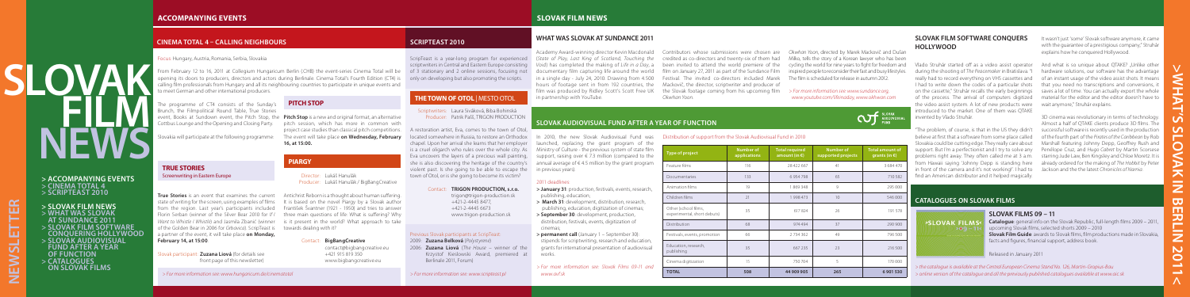# SLOVAK FILM NEWS

NEWSLETTER

> ACCOMPANYING EVENTS
> CINEMA TOTAL 4
> SCRIPTEAST 2010

> SLOVAK FILM NEWS
> WHAT WAS SLOVAK AT SUNDANCE 2011
> SLOVAK FILM SOFTWARE CONQUERING HOLLYWOOD
> SLOVAK AUDIOVISUAL FUND AFTER A YEAR OF FUNCTION
> CATALOGUES ON SLOVAK FILMS

## ACCOMPANYING EVENTS

### CINEMA TOTAL 4 – CALLING NEIGHBOURS

Focus: Hungary, Austria, Romania, Serbia, Slovakia

From February 12 to 16, 2011 at Collegium Hungaricum Berlin (CHB) the event-series Cinema Total will be opening its doors to producers, directors and actors during Berlinale. Cinema Total's Fourth Edition (CT4) is calling film professionals from Hungary and all its neighbouring countries to participate in unique events and to meet German and other international producers.

The programme of CT4 consists of the Sunday's Brunch, the Filmpolitical Round Table, True Stories event, Books at Sundown event, the Pitch Stop, the Cottbus Lounge and the Opening and Closing Party.

Slovakia will participate at the following programme:

#### PITCH STOP

**Pitch Stop** is a new and original format; an alternative pitch session, which has more in common with project case studies than classical pitch competitions. The event will take place **on Wednesday, February 16, at 15:00.**

#### TRUE STORIES

Screenwriting in Eastern Europe

**True Stories** is an event that examines the current state of writing for the screen, using examples of films from the region. Last year's participants included Florin Serban (winner of the Silver Bear 2010 for *If I Want to Whistle I Whistle*) and Jasmila Zbanić (winner of the Golden Bear in 2006 for *Grbavica*). ScripTeast is a partner of the event, it will take place **on Monday, February 14, at 15:00**.

Slovak participant: **Zuzana Liová** (for details see front page of this newsletter)

*> For more information see: www.hungaricum.de/cinematotal*

#### PIARGY

Director: Lukáš Hanulák
Producer: Lukáš Hanulák / BigBangCreative

Antichrist Reborn is a thought about human suffering. It is based on the novel Piargy by a Slovak author František Švantner (1921 - 1950) and tries to answer three main questions of life: What is suffering? Why is it present in the world? What approach to take towards dealing with it?

Contact: **BigBangCreative**
contact@bigbang.creative.eu
+421 915 819 350
www.bigbangcreative.eu

### SCRIPTEAST 2010

ScripTeast is a year-long program for experienced scriptwriters in Central and Eastern Europe consisting of 3 stationary and 2 online sessions, focusing not only on developing but also promoting the scripts.

#### THE TOWN OF OTOL | MESTO OTOL

Scriptwriters: Laura Siváková, Biba Bohinská
Producer: Patrik Pašš, TRIGON PRODUCTION

A restoration artist, Eva, comes to the town of Otol, located somewhere in Russia, to restore an Orthodox chapel. Upon her arrival she learns that her employer is a cruel oligarch who rules over the whole city. As Eva uncovers the layers of a precious wall-painting, she is also discovering the heritage of the country's violent past. Is she going to be able to escape the town of Otol, or is she going to become its victim?

Contact: **TRIGON PRODUCTION, s.r.o.**
trigon@trigon-production.sk
+421-2-4445 8477,
+421-2-4445 6673
www.trigon-production.sk

Previous Slovak participants at ScripTeast:
2009: **Zuzana Belková** (*Polystyrene*)
2006: **Zuzana Liová** (*The House* – winner of the Krzysztof Kieślowski Award, premiered at Berlinale 2011, Forum)

*> For more information see: www.scripteast.pl*

## SLOVAK FILM NEWS

### WHAT WAS SLOVAK AT SUNDANCE 2011

Academy Award-winning director Kevin Macdonald (*State of Play*, *Last King of Scotland*, *Touching the Void*) has completed the making of *Life in a Day*, a documentary film capturing life around the world in a single day - July 24, 2010. Drawing from 4 500 hours of footage sent in from 192 countries, the film was produced by Ridley Scott's Scott Free UK in partnership with YouTube.

Contributors whose submissions were chosen are credited as co-directors and twenty-six of them had been invited to attend the world premiere of the film on January 27, 2011 as part of the Sundance Film Festival. The invited co-directors included Marek Macković, the director, scriptwriter and producer of the Slovak footage coming from his upcoming film *Okwhon Yoon*.

*Okwhon Yoon*, directed by Marek Macković and Dušan Milko, tells the story of a Korean lawyer who has been cycling the world for nine years to fight for freedom and inspired people to reconsider their fast and busy lifestyles. The film is scheduled for release in autumn 2012.

*> For more information see: www.sundance.org, www.youtube.com/lifeinaday, www.okhwan.com*

### SLOVAK AUDIOVISUAL FUND AFTER A YEAR OF FUNCTION

In 2010, the new Slovak Audiovisual Fund was launched, replacing the grant program of the Ministry of Culture - the previous system of state film support, raising over € 7.3 million (compared to the annual average of € 4.5 million by the grant program in previous years).

**2011 deadlines:**

- **> January 31**: production, festivals, events, research, publishing, education,
- **> March 31**: development, distribution, research, publishing, education, digitization of cinemas;
- **> September 30**: development, production, distribution, festivals, events, digitization of cinemas;
- **> permanent call** (January 1 – September 30): stipends for scriptwriting, research and education, grants for international presentation of audiovisual works.

*> For more information see: Slovak Films 09-11 and www.avf.sk*

Distribution of support from the Slovak Audiovisual Fund in 2010

| Type of project | Number of applications | Total required amount (in €) | Number of supported projects | Total amount of grants (in €) |
|---|---|---|---|---|
| Feature films | 110 | 28 422 667 | 41 | 3 684 470 |
| Documentaries | 133 | 6 004 798 | 65 | 710 582 |
| Animation films | 19 | 1 869 348 | 9 | 295 000 |
| Children films | 21 | 1 998 473 | 10 | 546 000 |
| Other (school films, experimental, short debuts) | 35 | 617 824 | 26 | 191 578 |
| Distribution | 68 | 974 494 | 37 | 290 900 |
| Festivals, events, promotion | 66 | 2 734 862 | 49 | 796 500 |
| Education, research, publishing | 35 | 667 235 | 23 | 216 500 |
| Cinema digitization | 11 | 750 704 | 5 | 170 000 |
| **TOTAL** | **508** | **44 909 903** | **265** | **6 901 530** |

### SLOVAK FILM SOFTWARE CONQUERS HOLLYWOOD

Vlado Struhár started off as a video assist operator during the shooting of *The Peacemaker* in Bratislava. "I really had to record everything on VHS cassettes and I had to write down the codes of a particular shots on the cassette," Struhár recalls the early beginnings of the process. The arrival of computers digitized the video assist system. A lot of new products were introduced to the market. One of them was QTAKE invented by Vlado Struhár.

"The problem, of course, is that in the US they didn't believe at first that a software from some place called Slovakia could be cutting edge. They really care about support. But I'm a perfectionist and I try to solve any problems right away. They often called me at 3 a.m. from Hawaii saying 'Johnny Depp is standing here in front of the camera and it's not working!'. I had to find an American distributor and it helped magically.

It wasn't just 'some' Slovak software anymore, it came with the guarantee of a prestigious company," Struhár explains how he conquered Hollywood.

And what is so unique about QTAKE? „Unlike other hardware solutions, our software has the advantage of an instant usage of the video assist shots. It means that you need no transcriptions and conversions, it saves a lot of time. You can actually export the whole material for the editor and the editor doesn't have to wait anymore," Struhár explains.

3D cinema was revolutionary in terms of technology. Almost a half of QTAKE clients produce 3D films. The successful software is recently used in the production of the fourth part of the *Pirates of the Caribbean* by Rob Marshall featuring Johnny Depp, Geoffrey Rush and Penélope Cruz, and *Hugo Cabret* by Martin Scorsese starring Jude Law, Ben Kingsley and Chloe Moretz. It is already ordered for the making of *The Hobbit* by Peter Jackson and the the latest *Chronicles of Narnia*.

### CATALOGUES ON SLOVAK FILMS

#### SLOVAK FILMS 09 – 11

**Catalogue**: general info on the Slovak Republic, full-length films 2009 – 2011, upcoming Slovak films, selected shorts 2009 – 2010
**Slovak Film Guide**: awards to Slovak films, film productions made in Slovakia, facts and figures, financial support, address book.

Released in January 2011

*> the catalogue is available at the Central European Cinema Stand No. 126, Martin-Gropius-Bau*
*> online version of the catalogue and all the previously published catalogues available at www.aic.sk*

>WHAT'S SLOVAK IN BERLIN 2011<